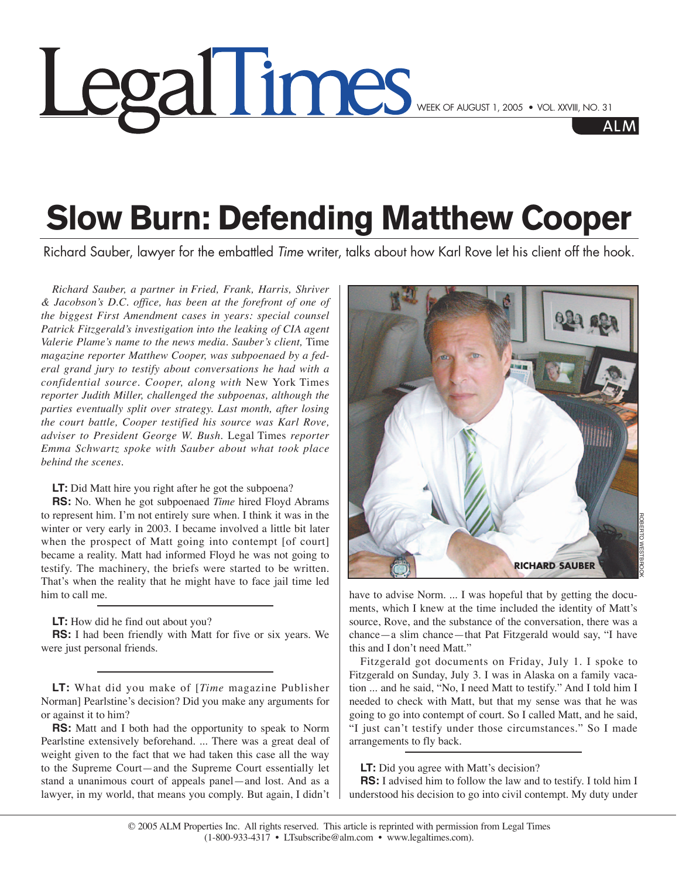# Legal Times

WEEK OF AUGUST 1, 2005 • VOL. XXVIII, NO. 31

# Slow Burn: Defending Matthew Cooper

Richard Sauber, lawyer for the embattled *Time* writer, talks about how Karl Rove let his client off the hook.

*Richard Sauber, a partner in Fried, Frank, Harris, Shriver & Jacobson's D.C. office, has been at the forefront of one of the biggest First Amendment cases in years: special counsel Patrick Fitzgerald's investigation into the leaking of CIA agent Valerie Plame's name to the news media. Sauber's client,* Time *magazine reporter Matthew Cooper, was subpoenaed by a federal grand jury to testify about conversations he had with a confidential source. Cooper, along with* New York Times *reporter Judith Miller, challenged the subpoenas, although the parties eventually split over strategy. Last month, after losing the court battle, Cooper testified his source was Karl Rove, adviser to President George W. Bush.* Legal Times *reporter Emma Schwartz spoke with Sauber about what took place behind the scenes.*

**LT:** Did Matt hire you right after he got the subpoena?

**RS:** No. When he got subpoenaed *Time* hired Floyd Abrams to represent him. I'm not entirely sure when. I think it was in the winter or very early in 2003. I became involved a little bit later when the prospect of Matt going into contempt [of court] became a reality. Matt had informed Floyd he was not going to testify. The machinery, the briefs were started to be written. That's when the reality that he might have to face jail time led him to call me.

**LT:** How did he find out about you?

**RS:** I had been friendly with Matt for five or six years. We were just personal friends.

**LT:** What did you make of [*Time* magazine Publisher Norman] Pearlstine's decision? Did you make any arguments for or against it to him?

**RS:** Matt and I both had the opportunity to speak to Norm Pearlstine extensively beforehand. ... There was a great deal of weight given to the fact that we had taken this case all the way to the Supreme Court—and the Supreme Court essentially let stand a unanimous court of appeals panel—and lost. And as a lawyer, in my world, that means you comply. But again, I didn't have to advise Norm. ... I was hopeful that by getting the documents, which I knew at the time included the identity of Matt's source, Rove, and the substance of the conversation, there was a chance—a slim chance—that Pat Fitzgerald would say, "I have this and I don't need Matt."

Fitzgerald got documents on Friday, July 1. I spoke to Fitzgerald on Sunday, July 3. I was in Alaska on a family vacation ... and he said, "No, I need Matt to testify." And I told him I needed to check with Matt, but that my sense was that he was going to go into contempt of court. So I called Matt, and he said, "I just can't testify under those circumstances." So I made arrangements to fly back.

**LT:** Did you agree with Matt's decision?

**RS:** I advised him to follow the law and to testify. I told him I understood his decision to go into civil contempt. My duty under

RICHARD SAUBER

© 2005 ALM Properties Inc. All rights reserved. This article is reprinted with permission from Legal Times (1-800-933-4317 • LTsubscribe@alm.com • www.legaltimes.com).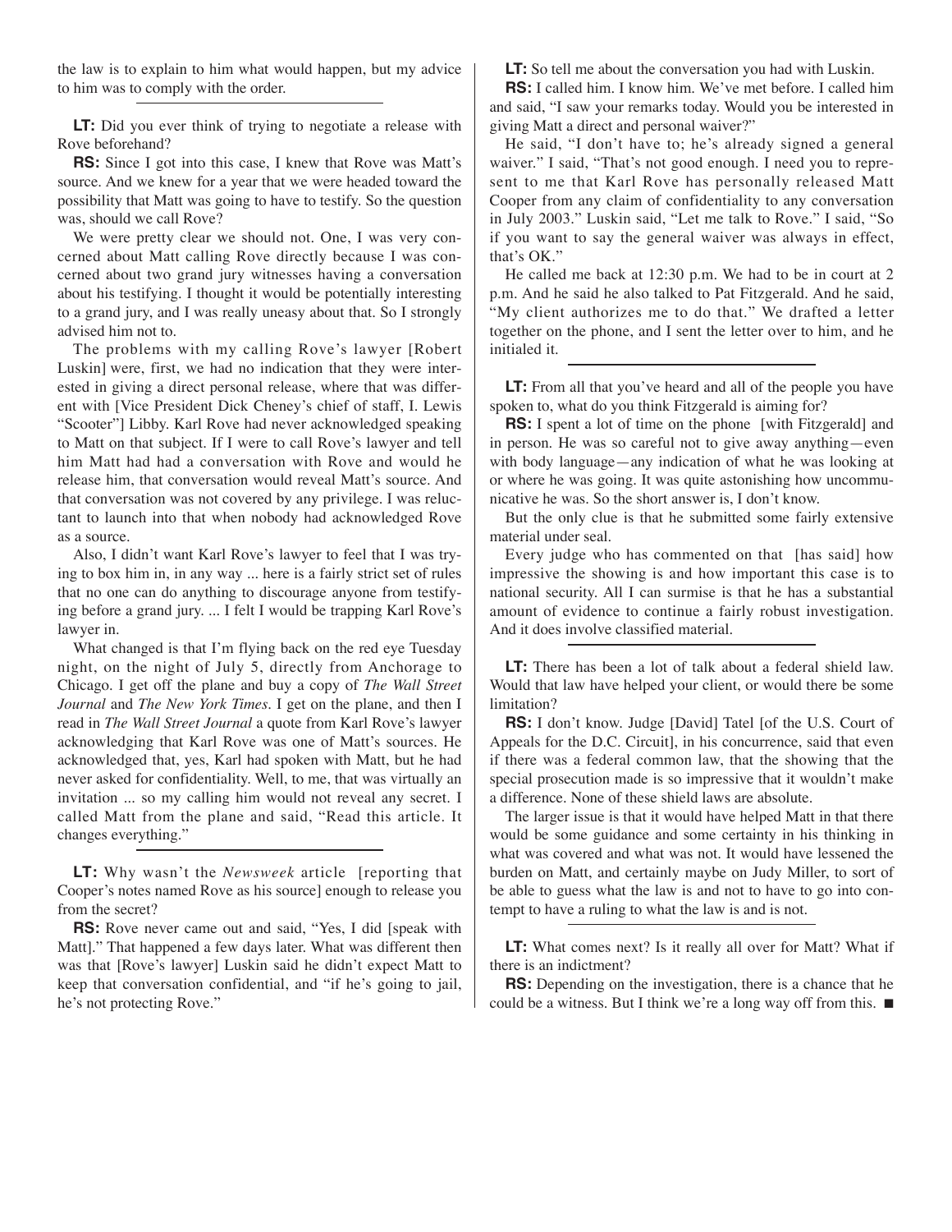the law is to explain to him what would happen, but my advice to him was to comply with the order.

---

**LT:** Did you ever think of trying to negotiate a release with Rove beforehand?

**RS:** Since I got into this case, I knew that Rove was Matt's source. And we knew for a year that we were headed toward the possibility that Matt was going to have to testify. So the question was, should we call Rove?

We were pretty clear we should not. One, I was very concerned about Matt calling Rove directly because I was concerned about two grand jury witnesses having a conversation about his testifying. I thought it would be potentially interesting to a grand jury, and I was really uneasy about that. So I strongly advised him not to.

The problems with my calling Rove's lawyer [Robert Luskin] were, first, we had no indication that they were interested in giving a direct personal release, where that was different with [Vice President Dick Cheney's chief of staff, I. Lewis "Scooter"] Libby. Karl Rove had never acknowledged speaking to Matt on that subject. If I were to call Rove's lawyer and tell him Matt had had a conversation with Rove and would he release him, that conversation would reveal Matt's source. And that conversation was not covered by any privilege. I was reluctant to launch into that when nobody had acknowledged Rove as a source.

Also, I didn't want Karl Rove's lawyer to feel that I was trying to box him in, in any way ... here is a fairly strict set of rules that no one can do anything to discourage anyone from testifying before a grand jury. ... I felt I would be trapping Karl Rove's lawyer in.

What changed is that I'm flying back on the red eye Tuesday night, on the night of July 5, directly from Anchorage to Chicago. I get off the plane and buy a copy of *The Wall Street Journal* and *The New York Times*. I get on the plane, and then I read in *The Wall Street Journal* a quote from Karl Rove's lawyer acknowledging that Karl Rove was one of Matt's sources. He acknowledged that, yes, Karl had spoken with Matt, but he had never asked for confidentiality. Well, to me, that was virtually an invitation ... so my calling him would not reveal any secret. I called Matt from the plane and said, "Read this article. It changes everything."

---

**LT:** Why wasn't the *Newsweek* article [reporting that Cooper's notes named Rove as his source] enough to release you from the secret?

**RS:** Rove never came out and said, "Yes, I did [speak with Matt]." That happened a few days later. What was different then was that [Rove's lawyer] Luskin said he didn't expect Matt to keep that conversation confidential, and "if he's going to jail, he's not protecting Rove."

**LT:** So tell me about the conversation you had with Luskin.

**RS:** I called him. I know him. We've met before. I called him and said, "I saw your remarks today. Would you be interested in giving Matt a direct and personal waiver?"

He said, "I don't have to; he's already signed a general waiver." I said, "That's not good enough. I need you to represent to me that Karl Rove has personally released Matt Cooper from any claim of confidentiality to any conversation in July 2003." Luskin said, "Let me talk to Rove." I said, "So if you want to say the general waiver was always in effect, that's OK."

He called me back at 12:30 p.m. We had to be in court at 2 p.m. And he said he also talked to Pat Fitzgerald. And he said, "My client authorizes me to do that." We drafted a letter together on the phone, and I sent the letter over to him, and he initialed it.

---

**LT:** From all that you've heard and all of the people you have spoken to, what do you think Fitzgerald is aiming for?

**RS:** I spent a lot of time on the phone [with Fitzgerald] and in person. He was so careful not to give away anything—even with body language—any indication of what he was looking at or where he was going. It was quite astonishing how uncommunicative he was. So the short answer is, I don't know.

But the only clue is that he submitted some fairly extensive material under seal.

Every judge who has commented on that [has said] how impressive the showing is and how important this case is to national security. All I can surmise is that he has a substantial amount of evidence to continue a fairly robust investigation. And it does involve classified material.

---

**LT:** There has been a lot of talk about a federal shield law. Would that law have helped your client, or would there be some limitation?

**RS:** I don't know. Judge [David] Tatel [of the U.S. Court of Appeals for the D.C. Circuit], in his concurrence, said that even if there was a federal common law, that the showing that the special prosecution made is so impressive that it wouldn't make a difference. None of these shield laws are absolute.

The larger issue is that it would have helped Matt in that there would be some guidance and some certainty in his thinking in what was covered and what was not. It would have lessened the burden on Matt, and certainly maybe on Judy Miller, to sort of be able to guess what the law is and not to have to go into contempt to have a ruling to what the law is and is not.

---

**LT:** What comes next? Is it really all over for Matt? What if there is an indictment?

**RS:** Depending on the investigation, there is a chance that he could be a witness. But I think we're a long way off from this. ■